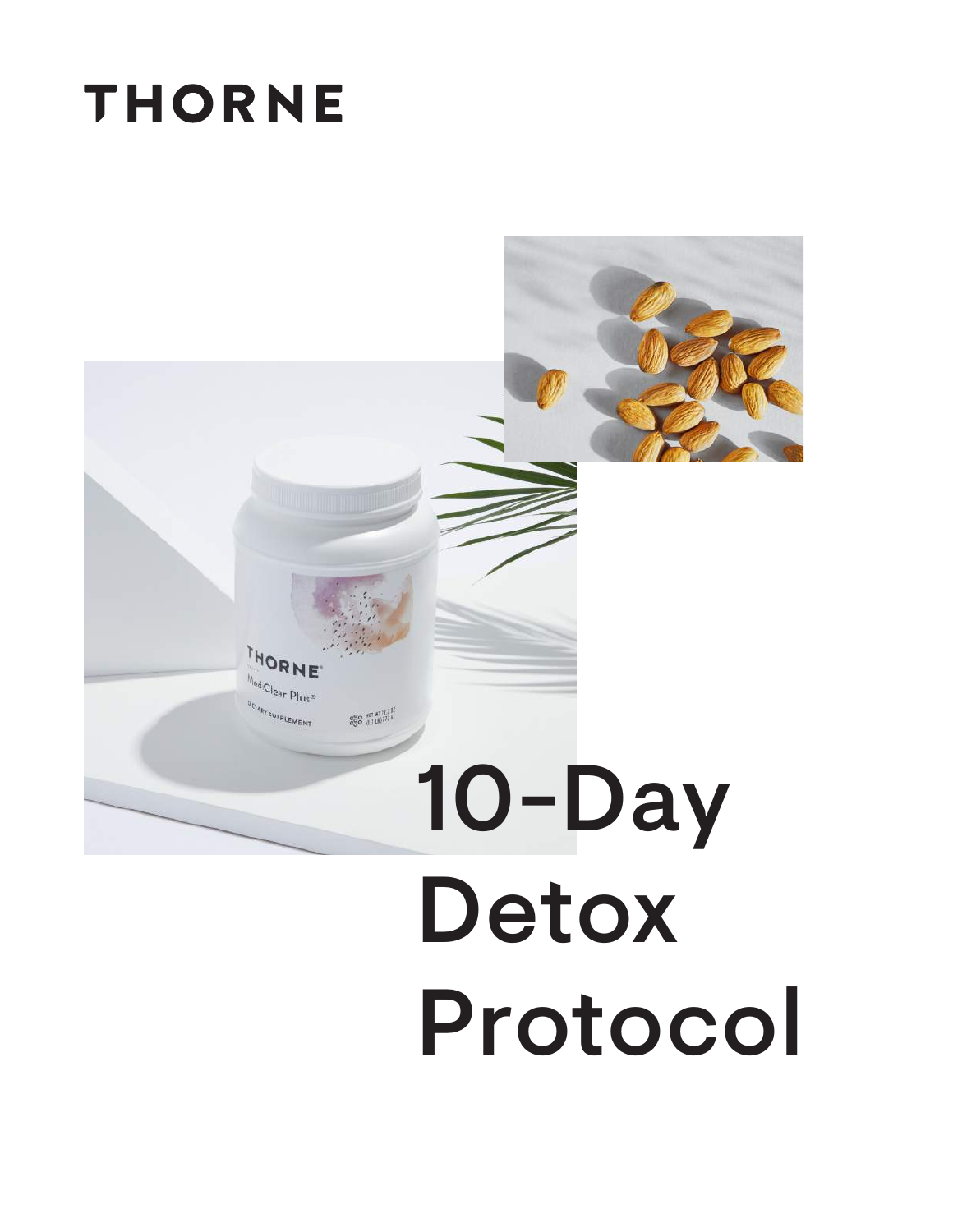THORNE

# 10-Day Detox Protocol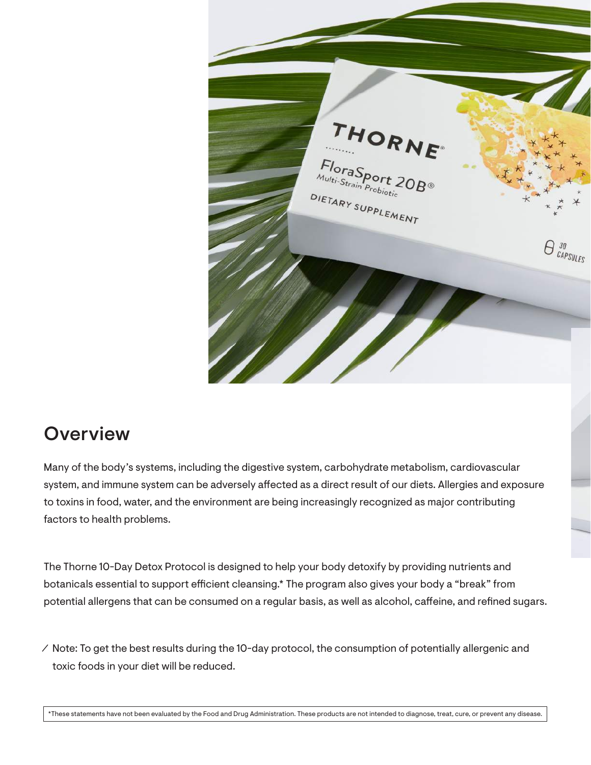## Overview

Many of the body's systems, including the digestive system, carbohydrate metabolism, cardiovascular system, and immune system can be adversely affected as a direct result of our diets. Allergies and exposure to toxins in food, water, and the environment are being increasingly recognized as major contributing factors to health problems.

The Thorne 10-Day Detox Protocol is designed to help your body detoxify by providing nutrients and botanicals essential to support efficient cleansing.* The program also gives your body a "break" from potential allergens that can be consumed on a regular basis, as well as alcohol, caffeine, and refined sugars.

⁄ Note: To get the best results during the 10-day protocol, the consumption of potentially allergenic and toxic foods in your diet will be reduced.

*These statements have not been evaluated by the Food and Drug Administration. These products are not intended to diagnose, treat, cure, or prevent any disease.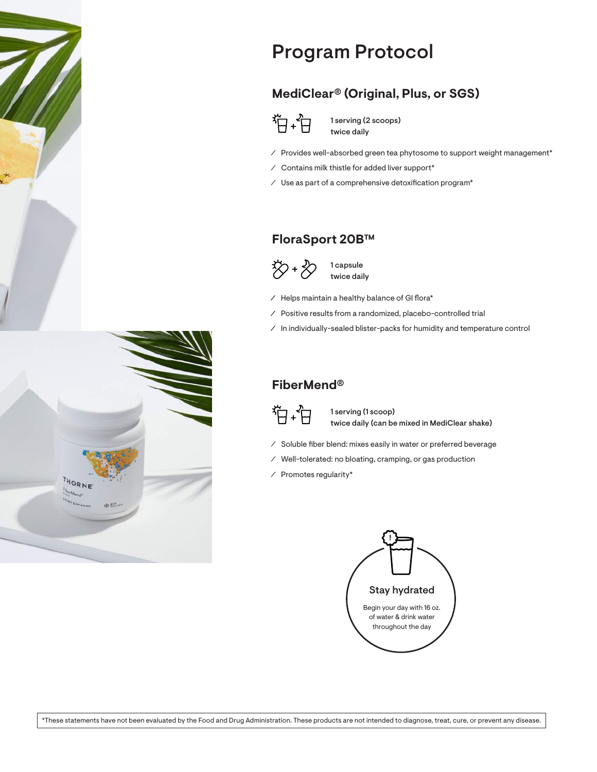# Program Protocol

## MediClear® (Original, Plus, or SGS)

**1 serving (2 scoops) twice daily**

- Provides well-absorbed green tea phytosome to support weight management*
- Contains milk thistle for added liver support*
- Use as part of a comprehensive detoxification program*

## FloraSport 20B™

**1 capsule twice daily**

- Helps maintain a healthy balance of GI flora*
- Positive results from a randomized, placebo-controlled trial
- In individually-sealed blister-packs for humidity and temperature control

## FiberMend®

**1 serving (1 scoop) twice daily (can be mixed in MediClear shake)**

- Soluble fiber blend: mixes easily in water or preferred beverage
- Well-tolerated: no bloating, cramping, or gas production
- Promotes regularity*

**Stay hydrated**

Begin your day with 16 oz. of water & drink water throughout the day

*These statements have not been evaluated by the Food and Drug Administration. These products are not intended to diagnose, treat, cure, or prevent any disease.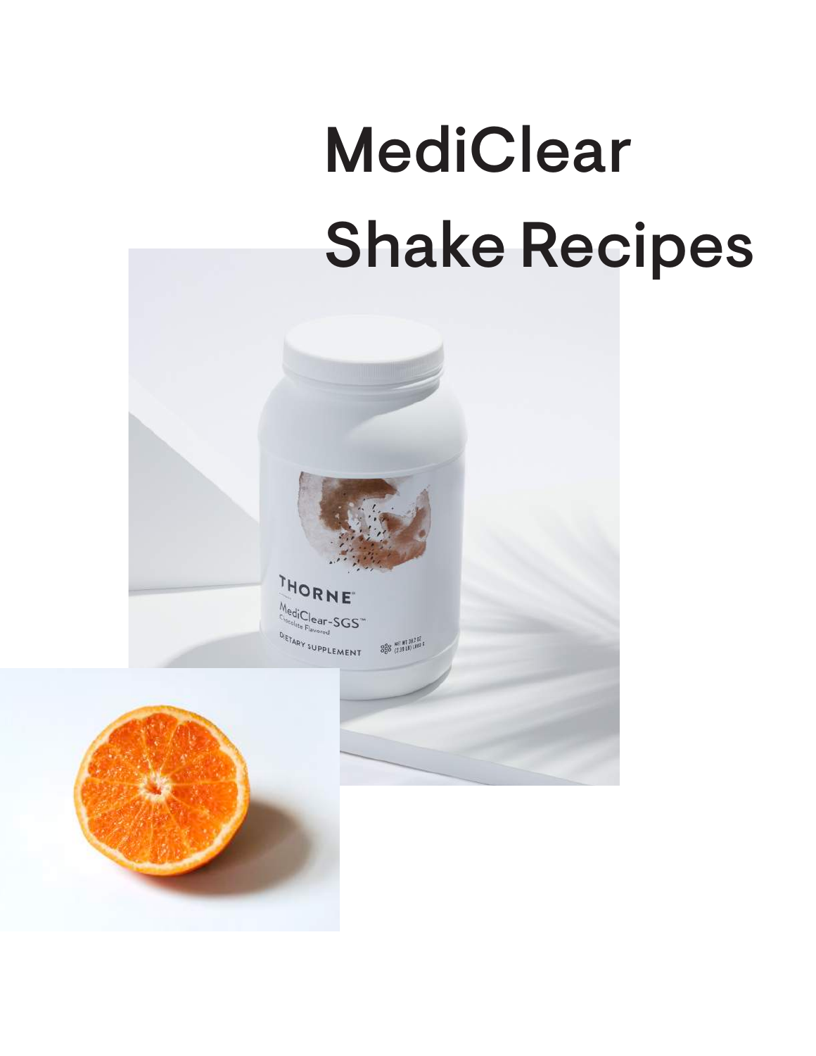# MediClear Shake Recipes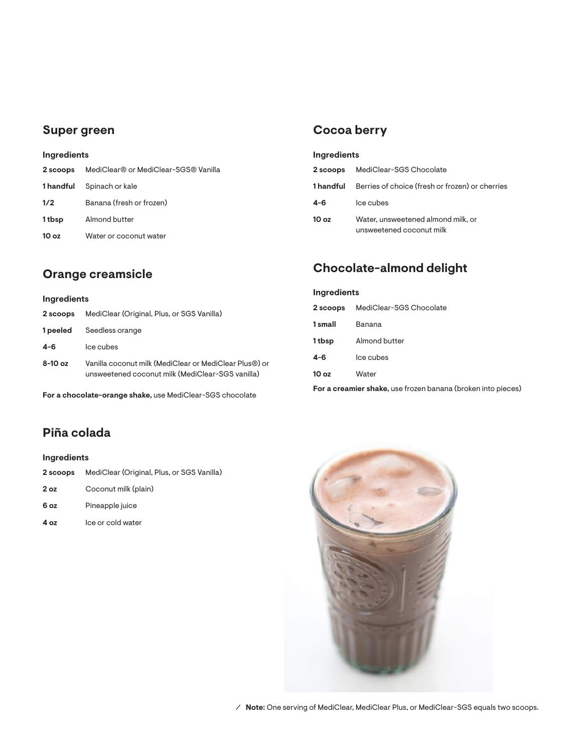## Super green

**Ingredients**

| | |
|---|---|
| **2 scoops** | MediClear® or MediClear-SGS® Vanilla |
| **1 handful** | Spinach or kale |
| **1/2** | Banana (fresh or frozen) |
| **1 tbsp** | Almond butter |
| **10 oz** | Water or coconut water |

## Orange creamsicle

**Ingredients**

| | |
|---|---|
| **2 scoops** | MediClear (Original, Plus, or SGS Vanilla) |
| **1 peeled** | Seedless orange |
| **4-6** | Ice cubes |
| **8-10 oz** | Vanilla coconut milk (MediClear or MediClear Plus®) or unsweetened coconut milk (MediClear-SGS vanilla) |

**For a chocolate-orange shake,** use MediClear-SGS chocolate

## Piña colada

**Ingredients**

| | |
|---|---|
| **2 scoops** | MediClear (Original, Plus, or SGS Vanilla) |
| **2 oz** | Coconut milk (plain) |
| **6 oz** | Pineapple juice |
| **4 oz** | Ice or cold water |

## Cocoa berry

**Ingredients**

| | |
|---|---|
| **2 scoops** | MediClear-SGS Chocolate |
| **1 handful** | Berries of choice (fresh or frozen) or cherries |
| **4-6** | Ice cubes |
| **10 oz** | Water, unsweetened almond milk, or unsweetened coconut milk |

## Chocolate-almond delight

**Ingredients**

| | |
|---|---|
| **2 scoops** | MediClear-SGS Chocolate |
| **1 small** | Banana |
| **1 tbsp** | Almond butter |
| **4-6** | Ice cubes |
| **10 oz** | Water |

**For a creamier shake,** use frozen banana (broken into pieces)

⁄ **Note:** One serving of MediClear, MediClear Plus, or MediClear-SGS equals two scoops.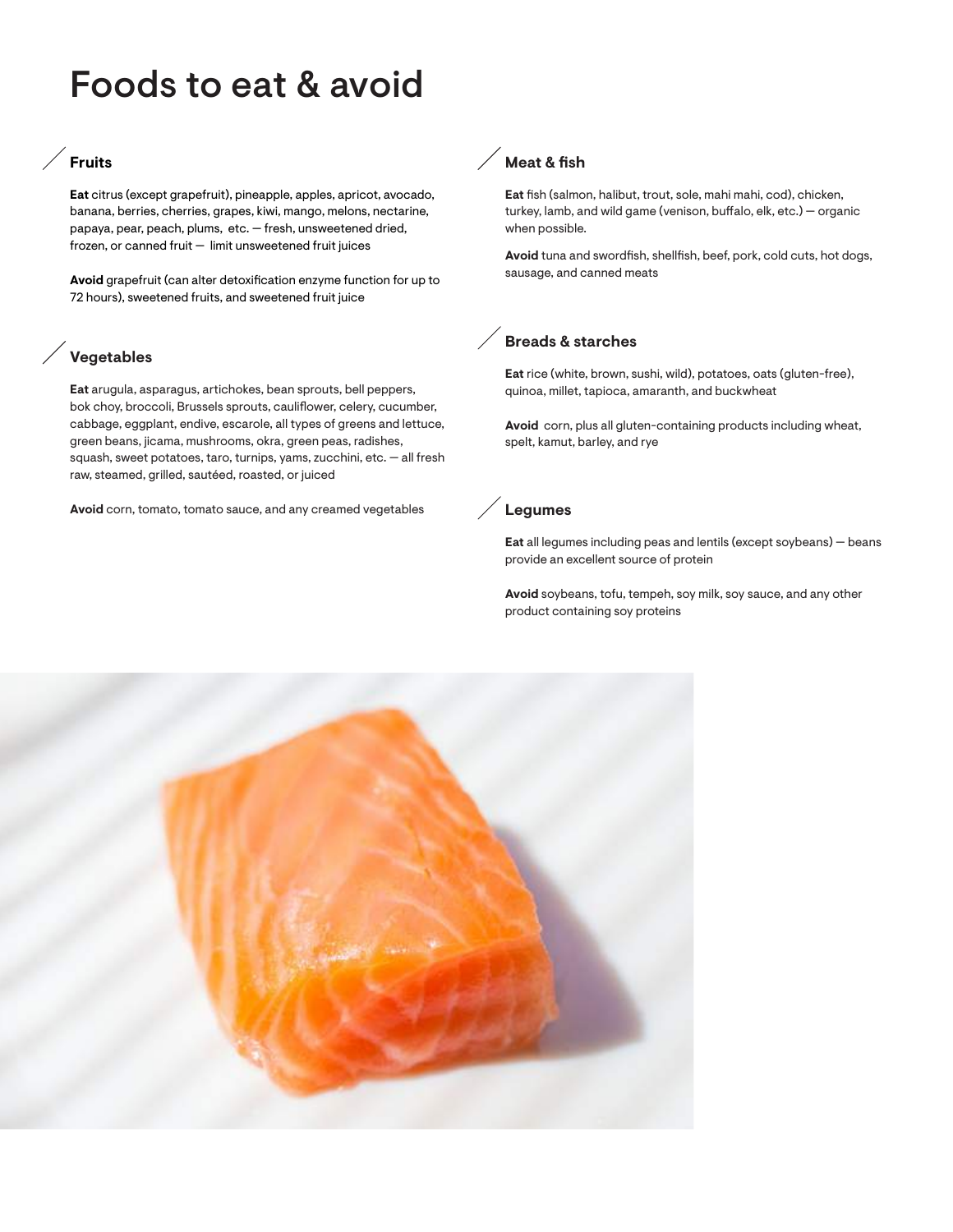# Foods to eat & avoid

### Fruits

**Eat** citrus (except grapefruit), pineapple, apples, apricot, avocado, banana, berries, cherries, grapes, kiwi, mango, melons, nectarine, papaya, pear, peach, plums, etc. — fresh, unsweetened dried, frozen, or canned fruit — limit unsweetened fruit juices

**Avoid** grapefruit (can alter detoxification enzyme function for up to 72 hours), sweetened fruits, and sweetened fruit juice

### Vegetables

**Eat** arugula, asparagus, artichokes, bean sprouts, bell peppers, bok choy, broccoli, Brussels sprouts, cauliflower, celery, cucumber, cabbage, eggplant, endive, escarole, all types of greens and lettuce, green beans, jicama, mushrooms, okra, green peas, radishes, squash, sweet potatoes, taro, turnips, yams, zucchini, etc. — all fresh raw, steamed, grilled, sautéed, roasted, or juiced

**Avoid** corn, tomato, tomato sauce, and any creamed vegetables

### Meat & fish

**Eat** fish (salmon, halibut, trout, sole, mahi mahi, cod), chicken, turkey, lamb, and wild game (venison, buffalo, elk, etc.) — organic when possible.

**Avoid** tuna and swordfish, shellfish, beef, pork, cold cuts, hot dogs, sausage, and canned meats

### Breads & starches

**Eat** rice (white, brown, sushi, wild), potatoes, oats (gluten-free), quinoa, millet, tapioca, amaranth, and buckwheat

**Avoid** corn, plus all gluten-containing products including wheat, spelt, kamut, barley, and rye

### Legumes

**Eat** all legumes including peas and lentils (except soybeans) — beans provide an excellent source of protein

**Avoid** soybeans, tofu, tempeh, soy milk, soy sauce, and any other product containing soy proteins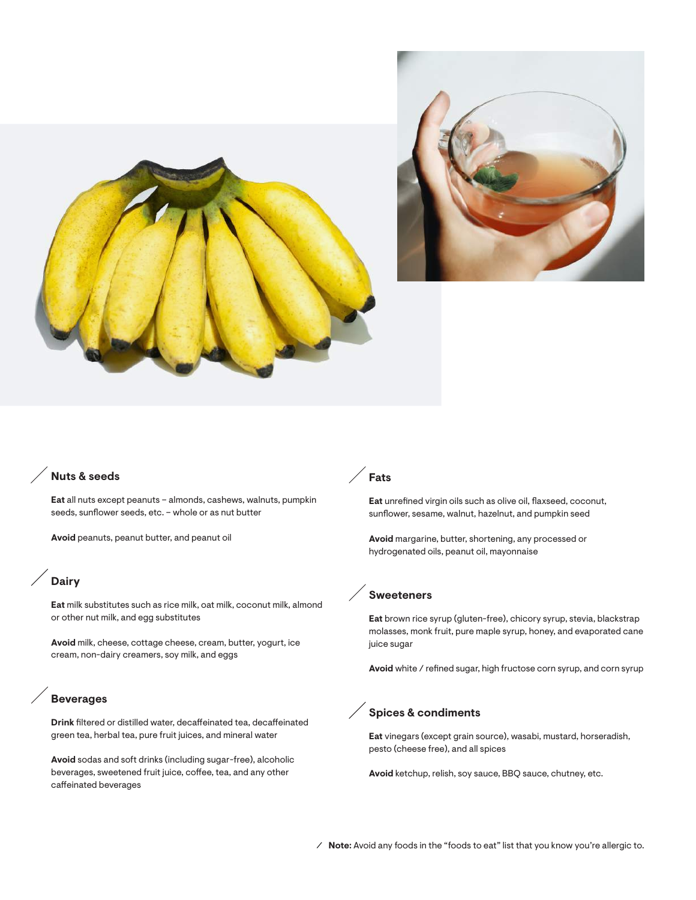## Nuts & seeds

**Eat** all nuts except peanuts – almonds, cashews, walnuts, pumpkin seeds, sunflower seeds, etc. – whole or as nut butter

**Avoid** peanuts, peanut butter, and peanut oil

## Dairy

**Eat** milk substitutes such as rice milk, oat milk, coconut milk, almond or other nut milk, and egg substitutes

**Avoid** milk, cheese, cottage cheese, cream, butter, yogurt, ice cream, non-dairy creamers, soy milk, and eggs

## Beverages

**Drink** filtered or distilled water, decaffeinated tea, decaffeinated green tea, herbal tea, pure fruit juices, and mineral water

**Avoid** sodas and soft drinks (including sugar-free), alcoholic beverages, sweetened fruit juice, coffee, tea, and any other caffeinated beverages

## Fats

**Eat** unrefined virgin oils such as olive oil, flaxseed, coconut, sunflower, sesame, walnut, hazelnut, and pumpkin seed

**Avoid** margarine, butter, shortening, any processed or hydrogenated oils, peanut oil, mayonnaise

## Sweeteners

**Eat** brown rice syrup (gluten-free), chicory syrup, stevia, blackstrap molasses, monk fruit, pure maple syrup, honey, and evaporated cane juice sugar

**Avoid** white / refined sugar, high fructose corn syrup, and corn syrup

## Spices & condiments

**Eat** vinegars (except grain source), wasabi, mustard, horseradish, pesto (cheese free), and all spices

**Avoid** ketchup, relish, soy sauce, BBQ sauce, chutney, etc.

**Note:** Avoid any foods in the "foods to eat" list that you know you're allergic to.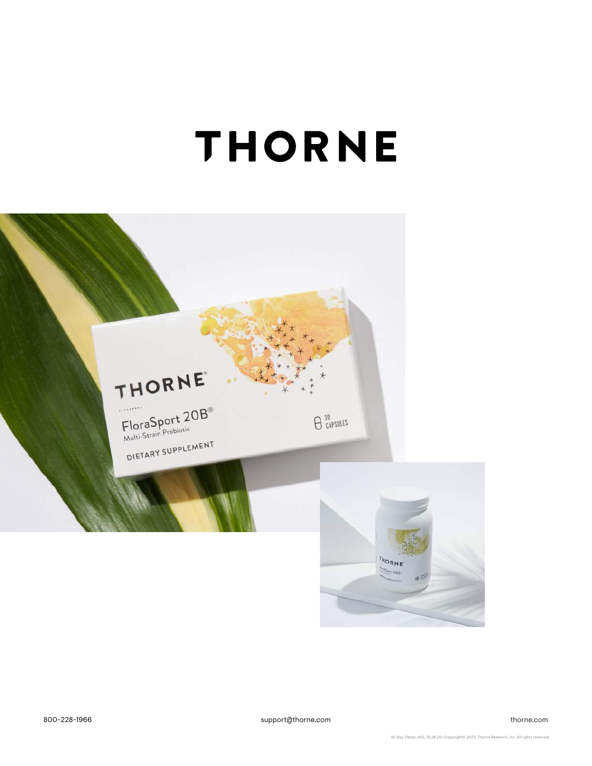# THORNE

800-228-1966

support@thorne.com

thorne.com

10-Day-Detox_V02_10.28.20 | Copyright© 2020, Thorne Research, Inc. All rights reserved.